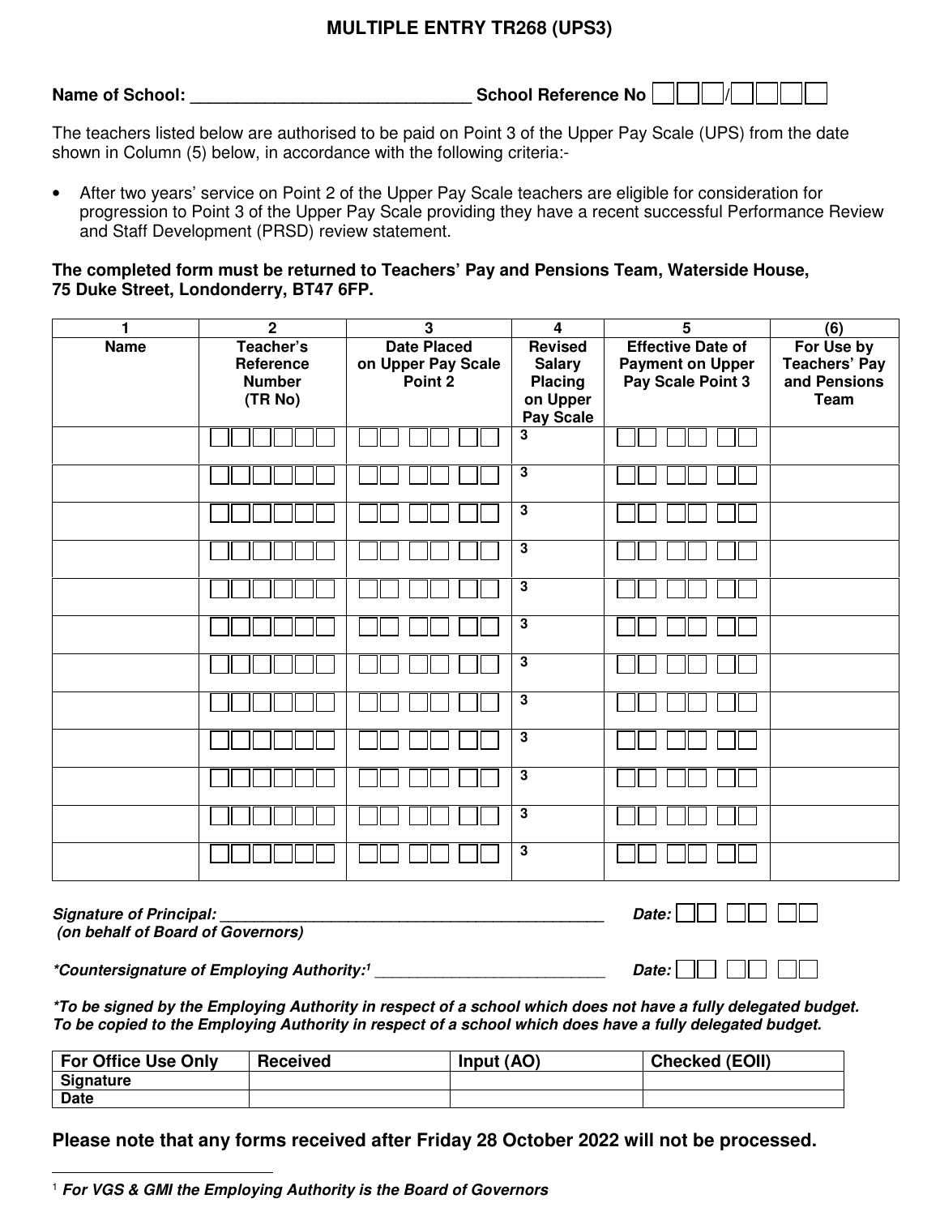# MULTIPLE ENTRY TR268 (UPS3)

**Name of School:** ______________________________ **School Reference No** ☐☐☐/☐☐☐☐

The teachers listed below are authorised to be paid on Point 3 of the Upper Pay Scale (UPS) from the date shown in Column (5) below, in accordance with the following criteria:-

- After two years' service on Point 2 of the Upper Pay Scale teachers are eligible for consideration for progression to Point 3 of the Upper Pay Scale providing they have a recent successful Performance Review and Staff Development (PRSD) review statement.

**The completed form must be returned to Teachers' Pay and Pensions Team, Waterside House, 75 Duke Street, Londonderry, BT47 6FP.**

| 1 | 2 | 3 | 4 | 5 | (6) |
|---|---|---|---|---|---|
| **Name** | **Teacher's Reference Number (TR No)** | **Date Placed on Upper Pay Scale Point 2** | **Revised Salary Placing on Upper Pay Scale** | **Effective Date of Payment on Upper Pay Scale Point 3** | **For Use by Teachers' Pay and Pensions Team** |
| | ☐☐☐☐☐☐ | ☐☐ ☐☐ ☐☐ | 3 | ☐☐ ☐☐ ☐☐ | |
| | ☐☐☐☐☐☐ | ☐☐ ☐☐ ☐☐ | 3 | ☐☐ ☐☐ ☐☐ | |
| | ☐☐☐☐☐☐ | ☐☐ ☐☐ ☐☐ | 3 | ☐☐ ☐☐ ☐☐ | |
| | ☐☐☐☐☐☐ | ☐☐ ☐☐ ☐☐ | 3 | ☐☐ ☐☐ ☐☐ | |
| | ☐☐☐☐☐☐ | ☐☐ ☐☐ ☐☐ | 3 | ☐☐ ☐☐ ☐☐ | |
| | ☐☐☐☐☐☐ | ☐☐ ☐☐ ☐☐ | 3 | ☐☐ ☐☐ ☐☐ | |
| | ☐☐☐☐☐☐ | ☐☐ ☐☐ ☐☐ | 3 | ☐☐ ☐☐ ☐☐ | |
| | ☐☐☐☐☐☐ | ☐☐ ☐☐ ☐☐ | 3 | ☐☐ ☐☐ ☐☐ | |
| | ☐☐☐☐☐☐ | ☐☐ ☐☐ ☐☐ | 3 | ☐☐ ☐☐ ☐☐ | |
| | ☐☐☐☐☐☐ | ☐☐ ☐☐ ☐☐ | 3 | ☐☐ ☐☐ ☐☐ | |
| | ☐☐☐☐☐☐ | ☐☐ ☐☐ ☐☐ | 3 | ☐☐ ☐☐ ☐☐ | |
| | ☐☐☐☐☐☐ | ☐☐ ☐☐ ☐☐ | 3 | ☐☐ ☐☐ ☐☐ | |

***Signature of Principal:*** ____________________________________________ ***Date:*** ☐☐ ☐☐ ☐☐
***(on behalf of Board of Governors)***

***\*Countersignature of Employing Authority:[1]*** __________________________ ***Date:*** ☐☐ ☐☐ ☐☐

***\*To be signed by the Employing Authority in respect of a school which does not have a fully delegated budget. To be copied to the Employing Authority in respect of a school which does have a fully delegated budget.***

| For Office Use Only | Received | Input (AO) | Checked (EOII) |
|---|---|---|---|
| **Signature** | | | |
| **Date** | | | |

**Please note that any forms received after Friday 28 October 2022 will not be processed.**

---

[1] ***For VGS & GMI the Employing Authority is the Board of Governors***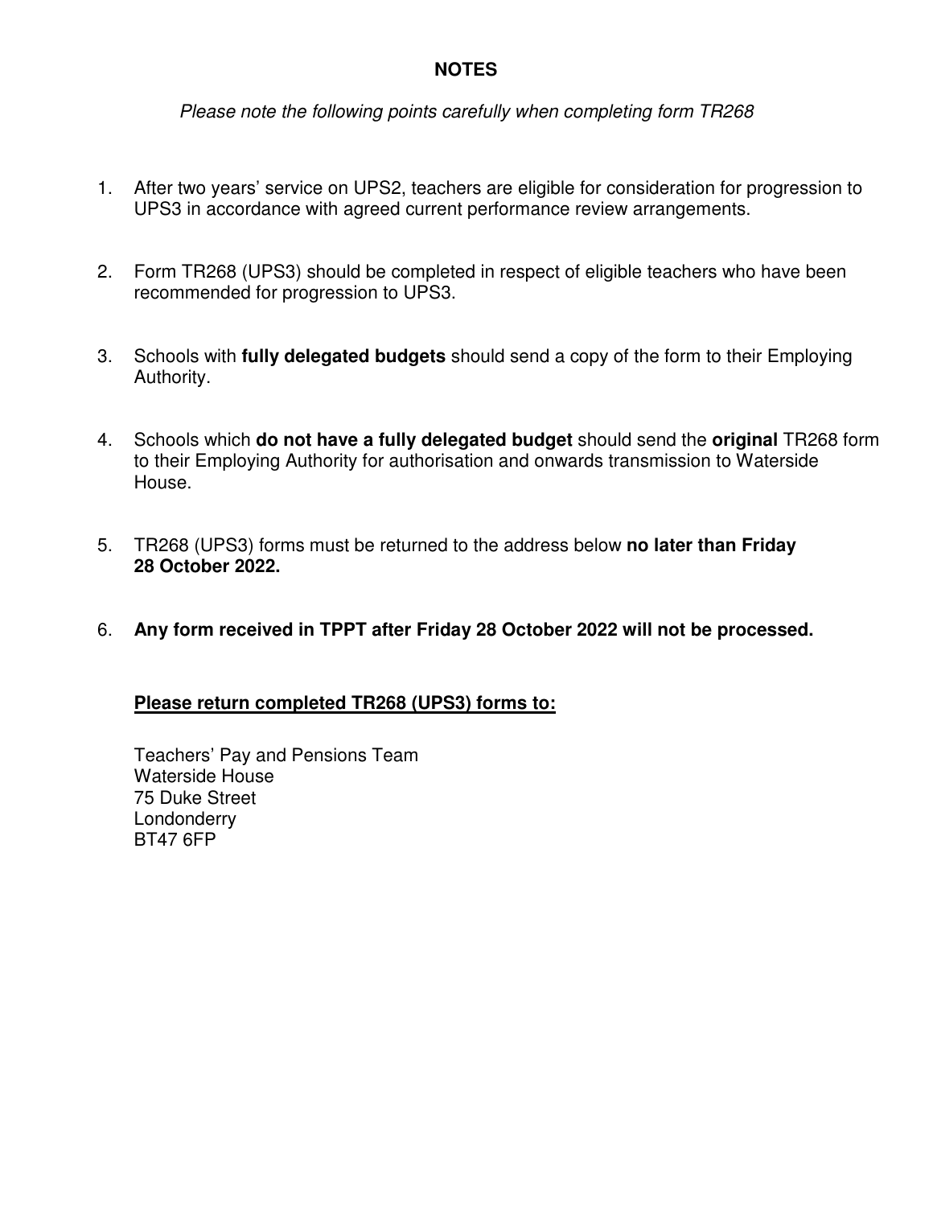# NOTES

*Please note the following points carefully when completing form TR268*

1. After two years' service on UPS2, teachers are eligible for consideration for progression to UPS3 in accordance with agreed current performance review arrangements.

2. Form TR268 (UPS3) should be completed in respect of eligible teachers who have been recommended for progression to UPS3.

3. Schools with **fully delegated budgets** should send a copy of the form to their Employing Authority.

4. Schools which **do not have a fully delegated budget** should send the **original** TR268 form to their Employing Authority for authorisation and onwards transmission to Waterside House.

5. TR268 (UPS3) forms must be returned to the address below **no later than Friday 28 October 2022.**

6. **Any form received in TPPT after Friday 28 October 2022 will not be processed.**

**<u>Please return completed TR268 (UPS3) forms to:</u>**

Teachers' Pay and Pensions Team
Waterside House
75 Duke Street
Londonderry
BT47 6FP